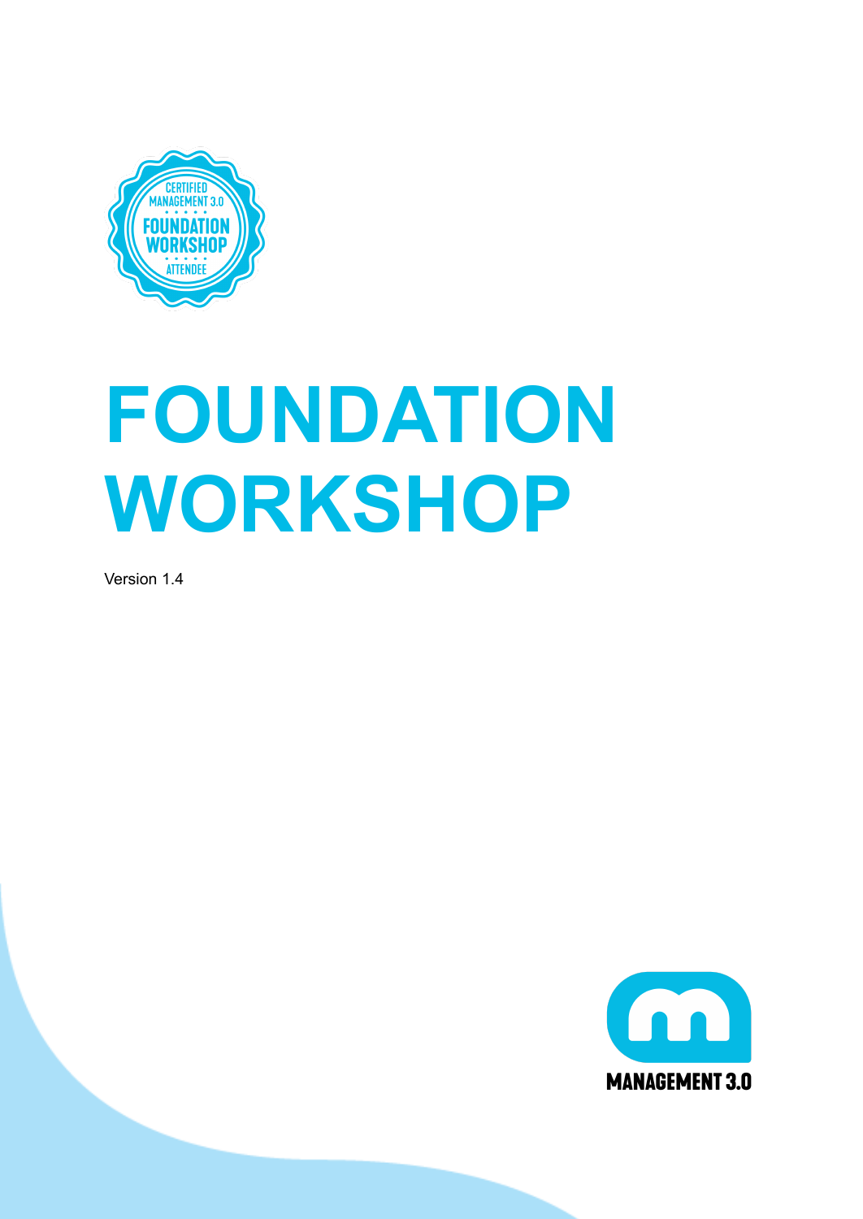# FOUNDATION WORKSHOP

Version 1.4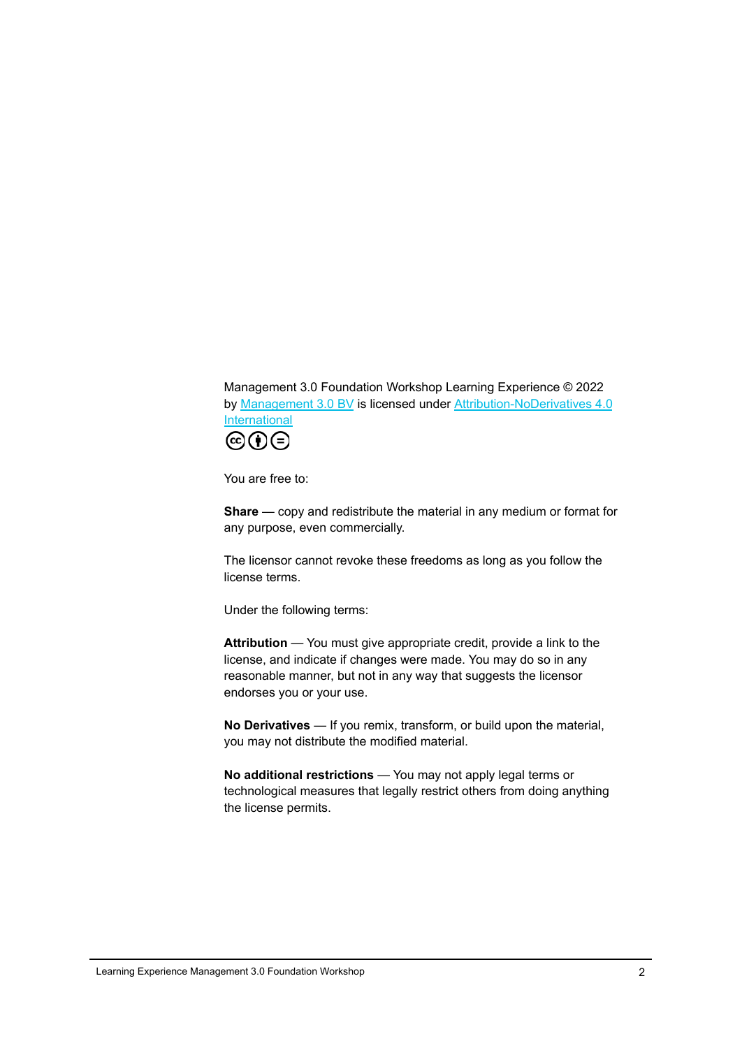Management 3.0 Foundation Workshop Learning Experience © 2022 by Management 3.0 BV is licensed under Attribution-NoDerivatives 4.0 International

You are free to:

**Share** — copy and redistribute the material in any medium or format for any purpose, even commercially.

The licensor cannot revoke these freedoms as long as you follow the license terms.

Under the following terms:

**Attribution** — You must give appropriate credit, provide a link to the license, and indicate if changes were made. You may do so in any reasonable manner, but not in any way that suggests the licensor endorses you or your use.

**No Derivatives** — If you remix, transform, or build upon the material, you may not distribute the modified material.

**No additional restrictions** — You may not apply legal terms or technological measures that legally restrict others from doing anything the license permits.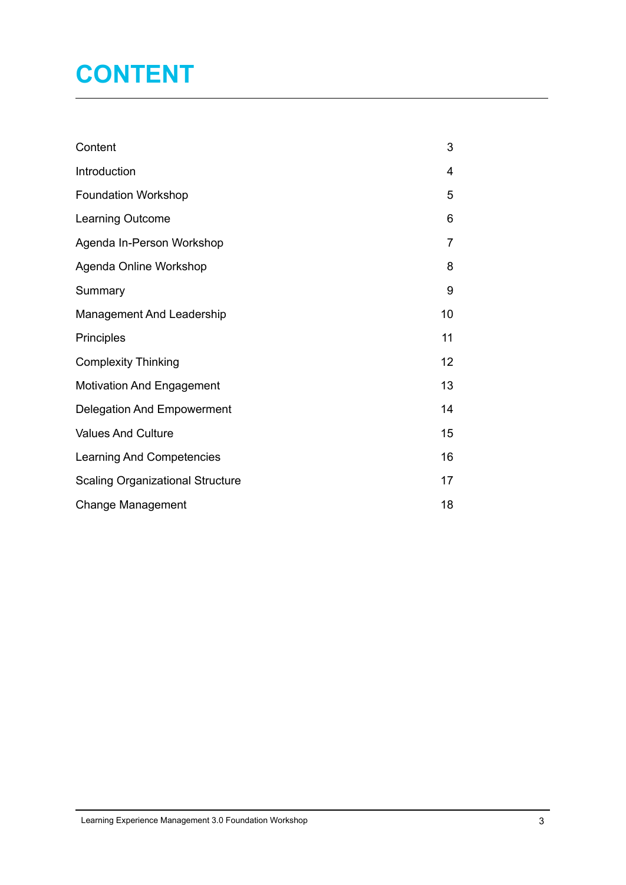# CONTENT

| | |
|---|---|
| Content | 3 |
| Introduction | 4 |
| Foundation Workshop | 5 |
| Learning Outcome | 6 |
| Agenda In-Person Workshop | 7 |
| Agenda Online Workshop | 8 |
| Summary | 9 |
| Management And Leadership | 10 |
| Principles | 11 |
| Complexity Thinking | 12 |
| Motivation And Engagement | 13 |
| Delegation And Empowerment | 14 |
| Values And Culture | 15 |
| Learning And Competencies | 16 |
| Scaling Organizational Structure | 17 |
| Change Management | 18 |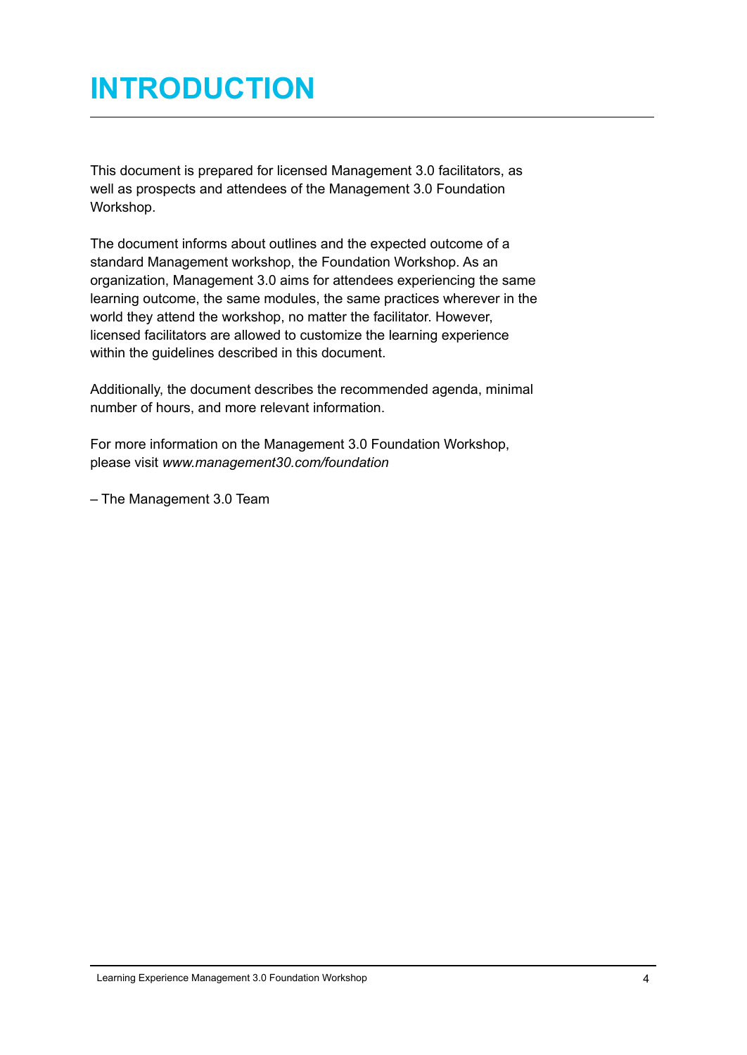# INTRODUCTION

This document is prepared for licensed Management 3.0 facilitators, as well as prospects and attendees of the Management 3.0 Foundation Workshop.

The document informs about outlines and the expected outcome of a standard Management workshop, the Foundation Workshop. As an organization, Management 3.0 aims for attendees experiencing the same learning outcome, the same modules, the same practices wherever in the world they attend the workshop, no matter the facilitator. However, licensed facilitators are allowed to customize the learning experience within the guidelines described in this document.

Additionally, the document describes the recommended agenda, minimal number of hours, and more relevant information.

For more information on the Management 3.0 Foundation Workshop, please visit *www.management30.com/foundation*

– The Management 3.0 Team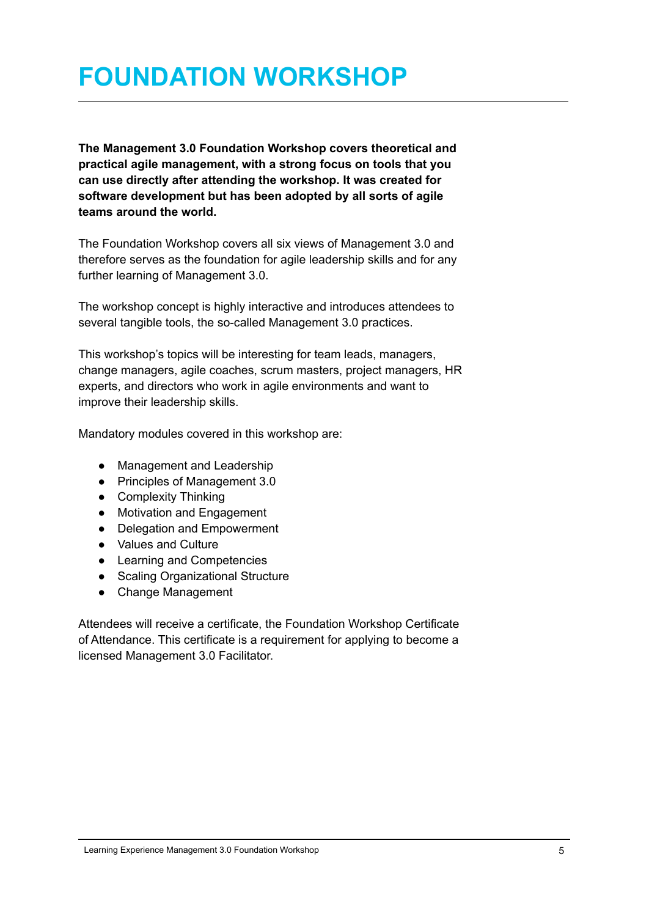# FOUNDATION WORKSHOP

**The Management 3.0 Foundation Workshop covers theoretical and practical agile management, with a strong focus on tools that you can use directly after attending the workshop. It was created for software development but has been adopted by all sorts of agile teams around the world.**

The Foundation Workshop covers all six views of Management 3.0 and therefore serves as the foundation for agile leadership skills and for any further learning of Management 3.0.

The workshop concept is highly interactive and introduces attendees to several tangible tools, the so-called Management 3.0 practices.

This workshop's topics will be interesting for team leads, managers, change managers, agile coaches, scrum masters, project managers, HR experts, and directors who work in agile environments and want to improve their leadership skills.

Mandatory modules covered in this workshop are:

- Management and Leadership
- Principles of Management 3.0
- Complexity Thinking
- Motivation and Engagement
- Delegation and Empowerment
- Values and Culture
- Learning and Competencies
- Scaling Organizational Structure
- Change Management

Attendees will receive a certificate, the Foundation Workshop Certificate of Attendance. This certificate is a requirement for applying to become a licensed Management 3.0 Facilitator.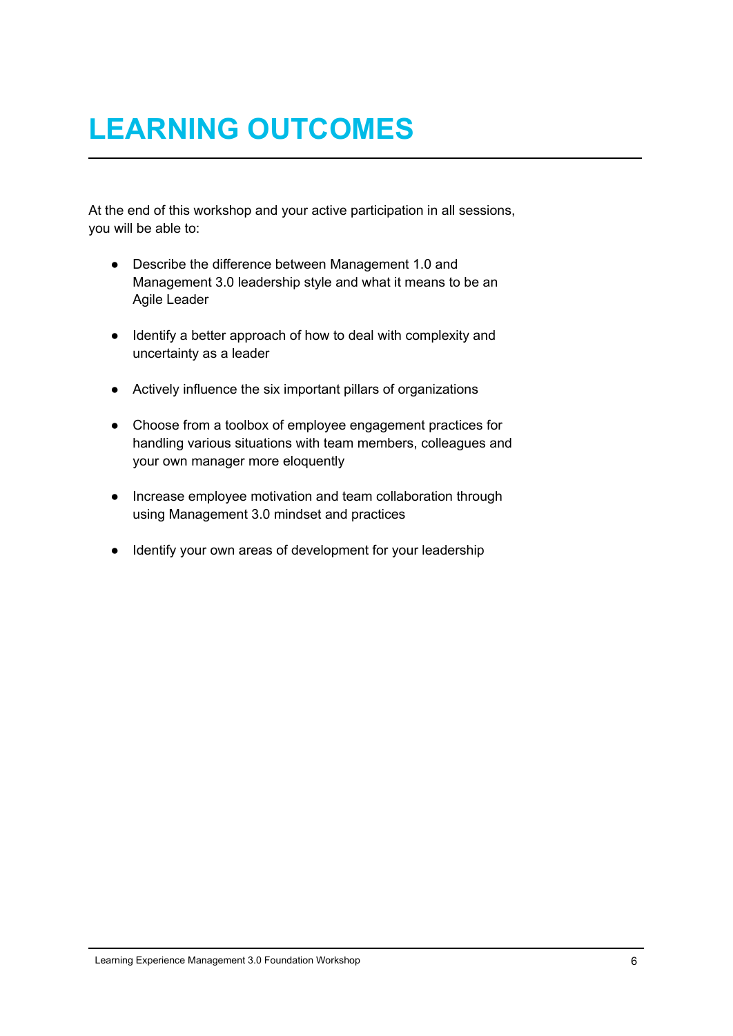# LEARNING OUTCOMES

At the end of this workshop and your active participation in all sessions, you will be able to:

- Describe the difference between Management 1.0 and Management 3.0 leadership style and what it means to be an Agile Leader

- Identify a better approach of how to deal with complexity and uncertainty as a leader

- Actively influence the six important pillars of organizations

- Choose from a toolbox of employee engagement practices for handling various situations with team members, colleagues and your own manager more eloquently

- Increase employee motivation and team collaboration through using Management 3.0 mindset and practices

- Identify your own areas of development for your leadership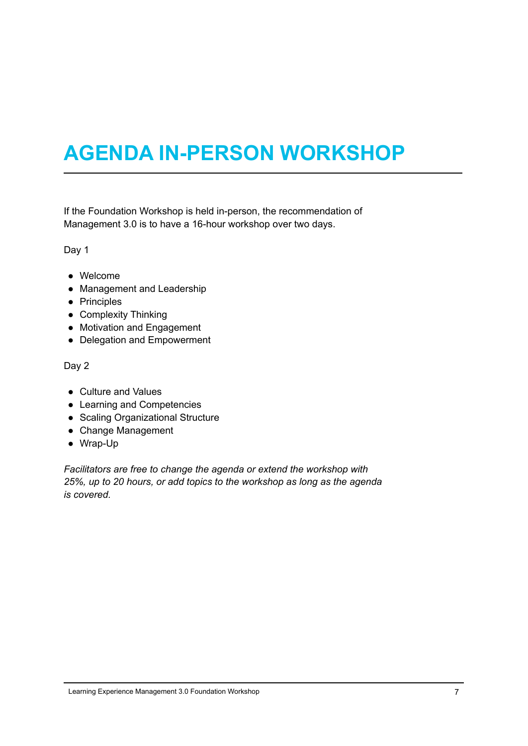# AGENDA IN-PERSON WORKSHOP

If the Foundation Workshop is held in-person, the recommendation of Management 3.0 is to have a 16-hour workshop over two days.

Day 1

- Welcome
- Management and Leadership
- Principles
- Complexity Thinking
- Motivation and Engagement
- Delegation and Empowerment

Day 2

- Culture and Values
- Learning and Competencies
- Scaling Organizational Structure
- Change Management
- Wrap-Up

*Facilitators are free to change the agenda or extend the workshop with 25%, up to 20 hours, or add topics to the workshop as long as the agenda is covered.*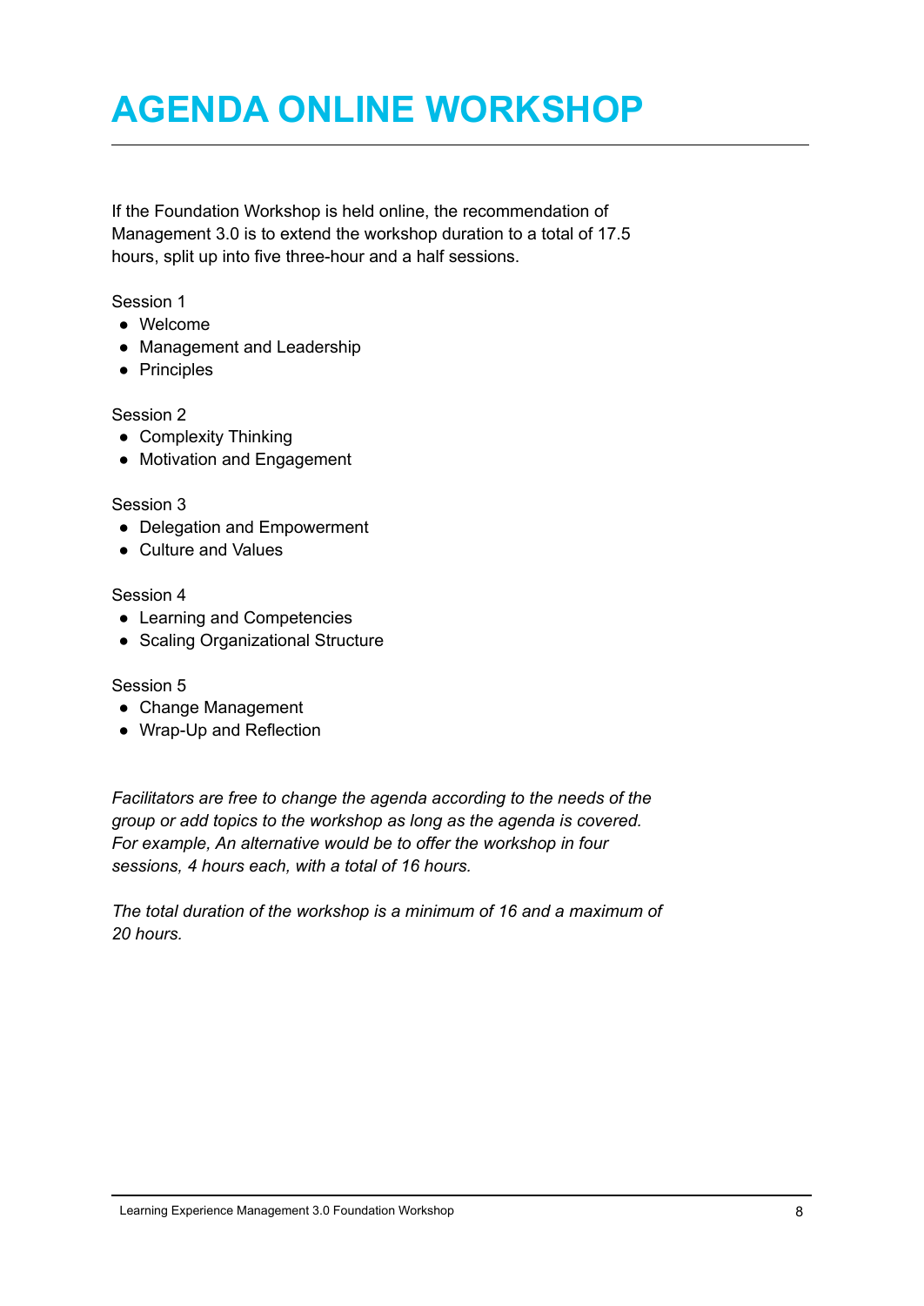# AGENDA ONLINE WORKSHOP

If the Foundation Workshop is held online, the recommendation of Management 3.0 is to extend the workshop duration to a total of 17.5 hours, split up into five three-hour and a half sessions.

Session 1

- Welcome
- Management and Leadership
- Principles

Session 2

- Complexity Thinking
- Motivation and Engagement

Session 3

- Delegation and Empowerment
- Culture and Values

Session 4

- Learning and Competencies
- Scaling Organizational Structure

Session 5

- Change Management
- Wrap-Up and Reflection

*Facilitators are free to change the agenda according to the needs of the group or add topics to the workshop as long as the agenda is covered. For example, An alternative would be to offer the workshop in four sessions, 4 hours each, with a total of 16 hours.*

*The total duration of the workshop is a minimum of 16 and a maximum of 20 hours.*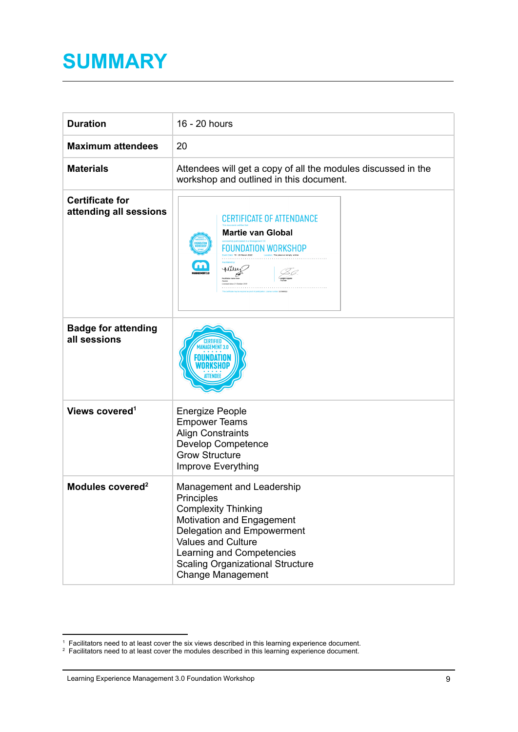# SUMMARY

| | |
|---|---|
| **Duration** | 16 - 20 hours |
| **Maximum attendees** | 20 |
| **Materials** | Attendees will get a copy of all the modules discussed in the workshop and outlined in this document. |
| **Certificate for attending all sessions** | |
| **Badge for attending all sessions** | |
| **Views covered**[1] | Energize People<br>Empower Teams<br>Align Constraints<br>Develop Competence<br>Grow Structure<br>Improve Everything |
| **Modules covered**[2] | Management and Leadership<br>Principles<br>Complexity Thinking<br>Motivation and Engagement<br>Delegation and Empowerment<br>Values and Culture<br>Learning and Competencies<br>Scaling Organizational Structure<br>Change Management |

[1] Facilitators need to at least cover the six views described in this learning experience document.

[2] Facilitators need to at least cover the modules described in this learning experience document.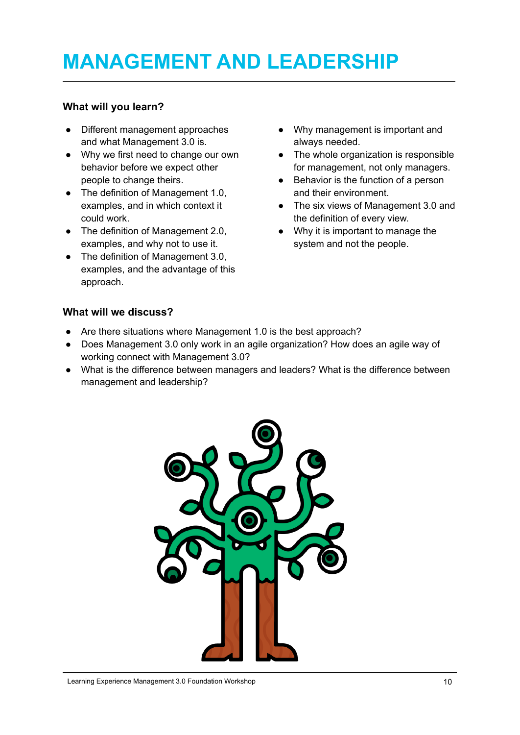# MANAGEMENT AND LEADERSHIP

### What will you learn?

- Different management approaches and what Management 3.0 is.
- Why we first need to change our own behavior before we expect other people to change theirs.
- The definition of Management 1.0, examples, and in which context it could work.
- The definition of Management 2.0, examples, and why not to use it.
- The definition of Management 3.0, examples, and the advantage of this approach.
- Why management is important and always needed.
- The whole organization is responsible for management, not only managers.
- Behavior is the function of a person and their environment.
- The six views of Management 3.0 and the definition of every view.
- Why it is important to manage the system and not the people.

### What will we discuss?

- Are there situations where Management 1.0 is the best approach?
- Does Management 3.0 only work in an agile organization? How does an agile way of working connect with Management 3.0?
- What is the difference between managers and leaders? What is the difference between management and leadership?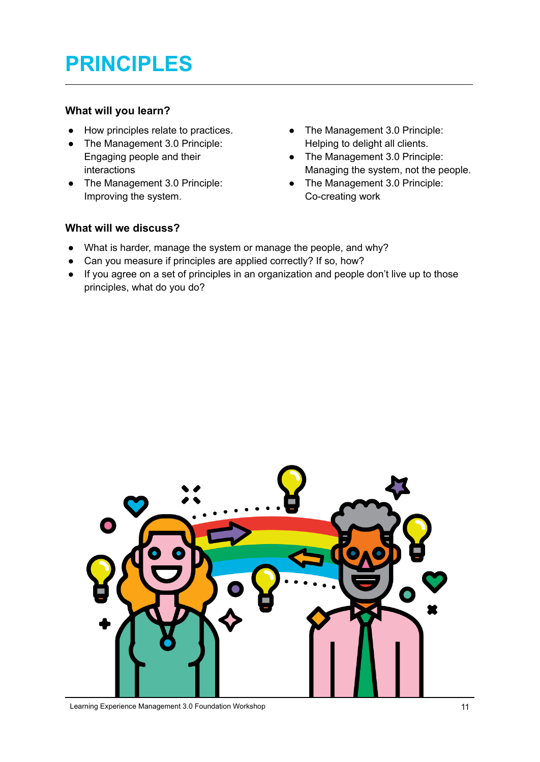# PRINCIPLES

### What will you learn?

- How principles relate to practices.
- The Management 3.0 Principle: Engaging people and their interactions
- The Management 3.0 Principle: Improving the system.
- The Management 3.0 Principle: Helping to delight all clients.
- The Management 3.0 Principle: Managing the system, not the people.
- The Management 3.0 Principle: Co-creating work

### What will we discuss?

- What is harder, manage the system or manage the people, and why?
- Can you measure if principles are applied correctly? If so, how?
- If you agree on a set of principles in an organization and people don't live up to those principles, what do you do?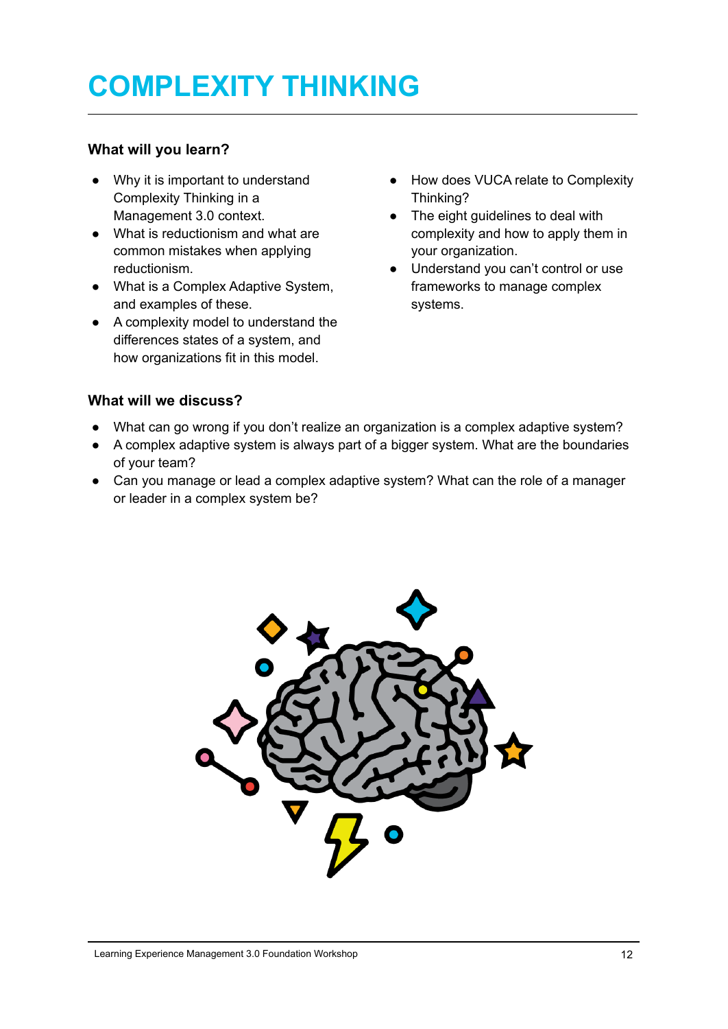# COMPLEXITY THINKING

### What will you learn?

- Why it is important to understand Complexity Thinking in a Management 3.0 context.
- What is reductionism and what are common mistakes when applying reductionism.
- What is a Complex Adaptive System, and examples of these.
- A complexity model to understand the differences states of a system, and how organizations fit in this model.
- How does VUCA relate to Complexity Thinking?
- The eight guidelines to deal with complexity and how to apply them in your organization.
- Understand you can't control or use frameworks to manage complex systems.

### What will we discuss?

- What can go wrong if you don't realize an organization is a complex adaptive system?
- A complex adaptive system is always part of a bigger system. What are the boundaries of your team?
- Can you manage or lead a complex adaptive system? What can the role of a manager or leader in a complex system be?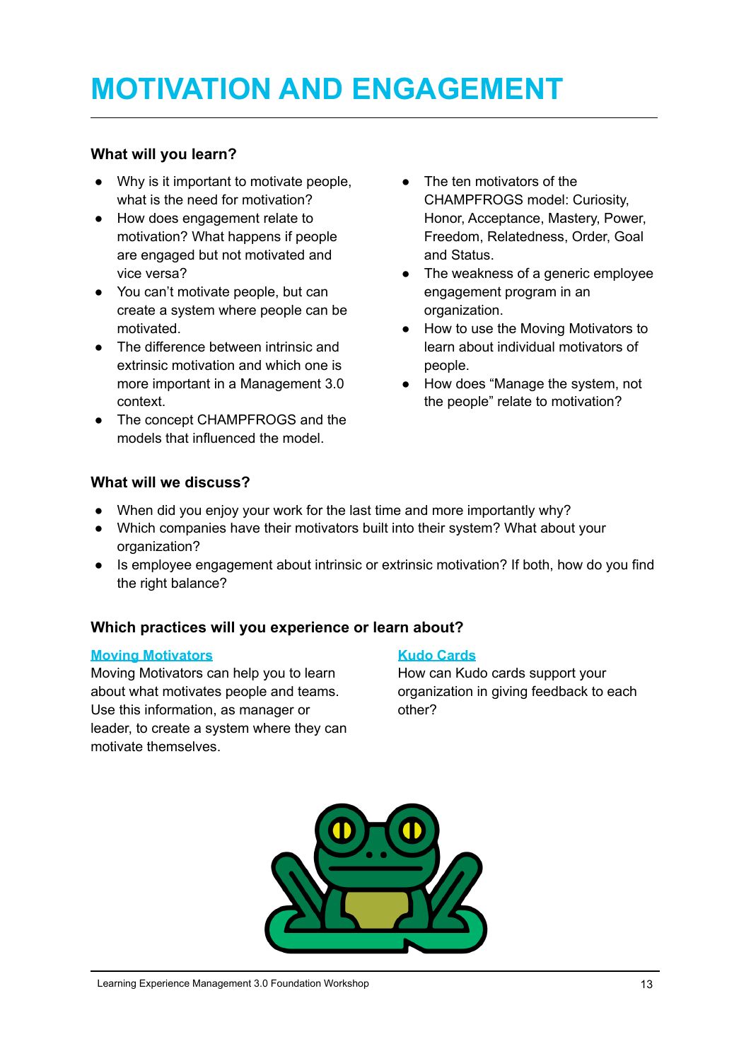# MOTIVATION AND ENGAGEMENT

### What will you learn?

- Why is it important to motivate people, what is the need for motivation?
- How does engagement relate to motivation? What happens if people are engaged but not motivated and vice versa?
- You can't motivate people, but can create a system where people can be motivated.
- The difference between intrinsic and extrinsic motivation and which one is more important in a Management 3.0 context.
- The concept CHAMPFROGS and the models that influenced the model.
- The ten motivators of the CHAMPFROGS model: Curiosity, Honor, Acceptance, Mastery, Power, Freedom, Relatedness, Order, Goal and Status.
- The weakness of a generic employee engagement program in an organization.
- How to use the Moving Motivators to learn about individual motivators of people.
- How does "Manage the system, not the people" relate to motivation?

### What will we discuss?

- When did you enjoy your work for the last time and more importantly why?
- Which companies have their motivators built into their system? What about your organization?
- Is employee engagement about intrinsic or extrinsic motivation? If both, how do you find the right balance?

### Which practices will you experience or learn about?

**Moving Motivators**
Moving Motivators can help you to learn about what motivates people and teams. Use this information, as manager or leader, to create a system where they can motivate themselves.

**Kudo Cards**
How can Kudo cards support your organization in giving feedback to each other?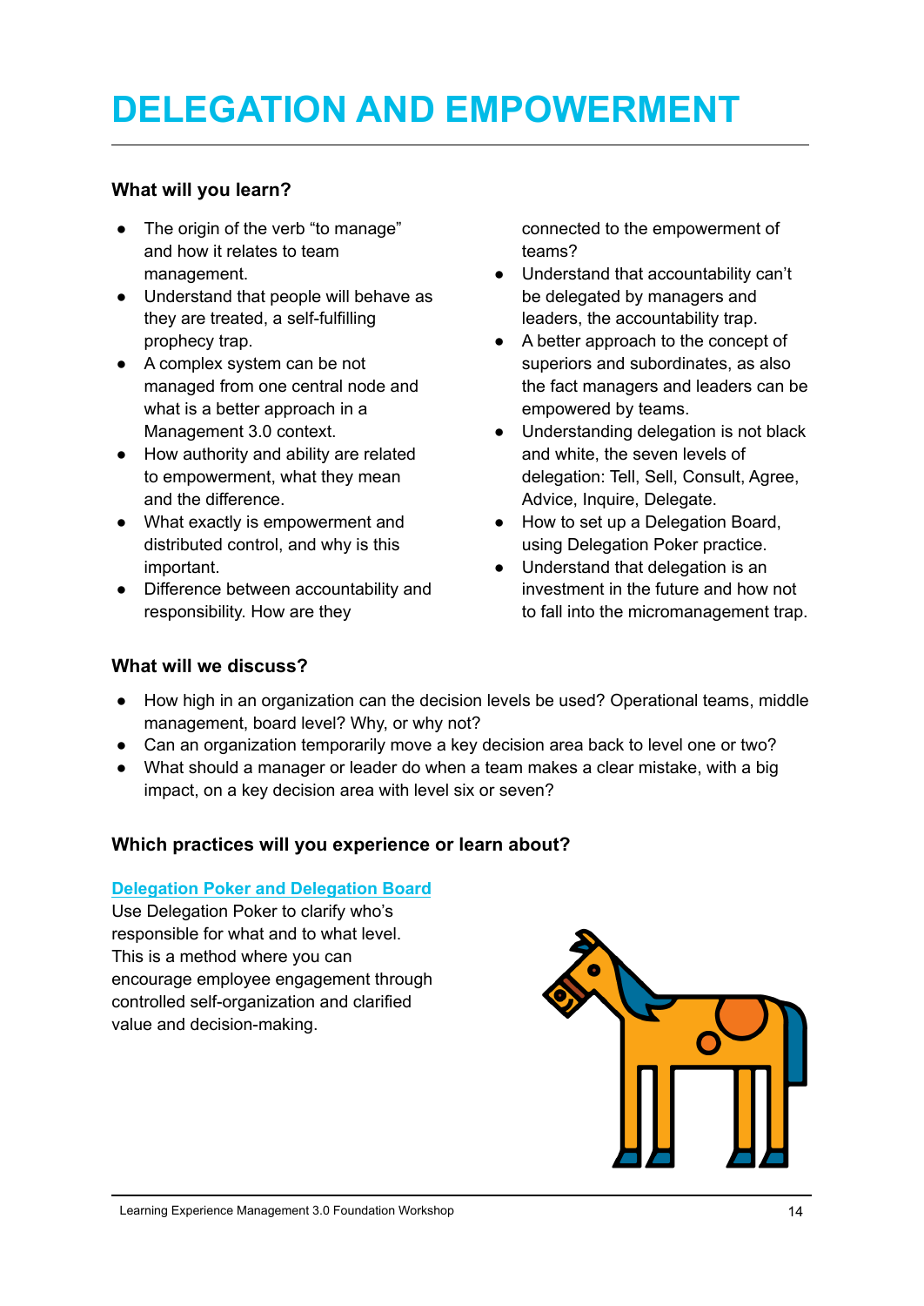# DELEGATION AND EMPOWERMENT

### What will you learn?

- The origin of the verb "to manage" and how it relates to team management.
- Understand that people will behave as they are treated, a self-fulfilling prophecy trap.
- A complex system can be not managed from one central node and what is a better approach in a Management 3.0 context.
- How authority and ability are related to empowerment, what they mean and the difference.
- What exactly is empowerment and distributed control, and why is this important.
- Difference between accountability and responsibility. How are they connected to the empowerment of teams?
- Understand that accountability can't be delegated by managers and leaders, the accountability trap.
- A better approach to the concept of superiors and subordinates, as also the fact managers and leaders can be empowered by teams.
- Understanding delegation is not black and white, the seven levels of delegation: Tell, Sell, Consult, Agree, Advice, Inquire, Delegate.
- How to set up a Delegation Board, using Delegation Poker practice.
- Understand that delegation is an investment in the future and how not to fall into the micromanagement trap.

### What will we discuss?

- How high in an organization can the decision levels be used? Operational teams, middle management, board level? Why, or why not?
- Can an organization temporarily move a key decision area back to level one or two?
- What should a manager or leader do when a team makes a clear mistake, with a big impact, on a key decision area with level six or seven?

### Which practices will you experience or learn about?

**Delegation Poker and Delegation Board**

Use Delegation Poker to clarify who's responsible for what and to what level. This is a method where you can encourage employee engagement through controlled self-organization and clarified value and decision-making.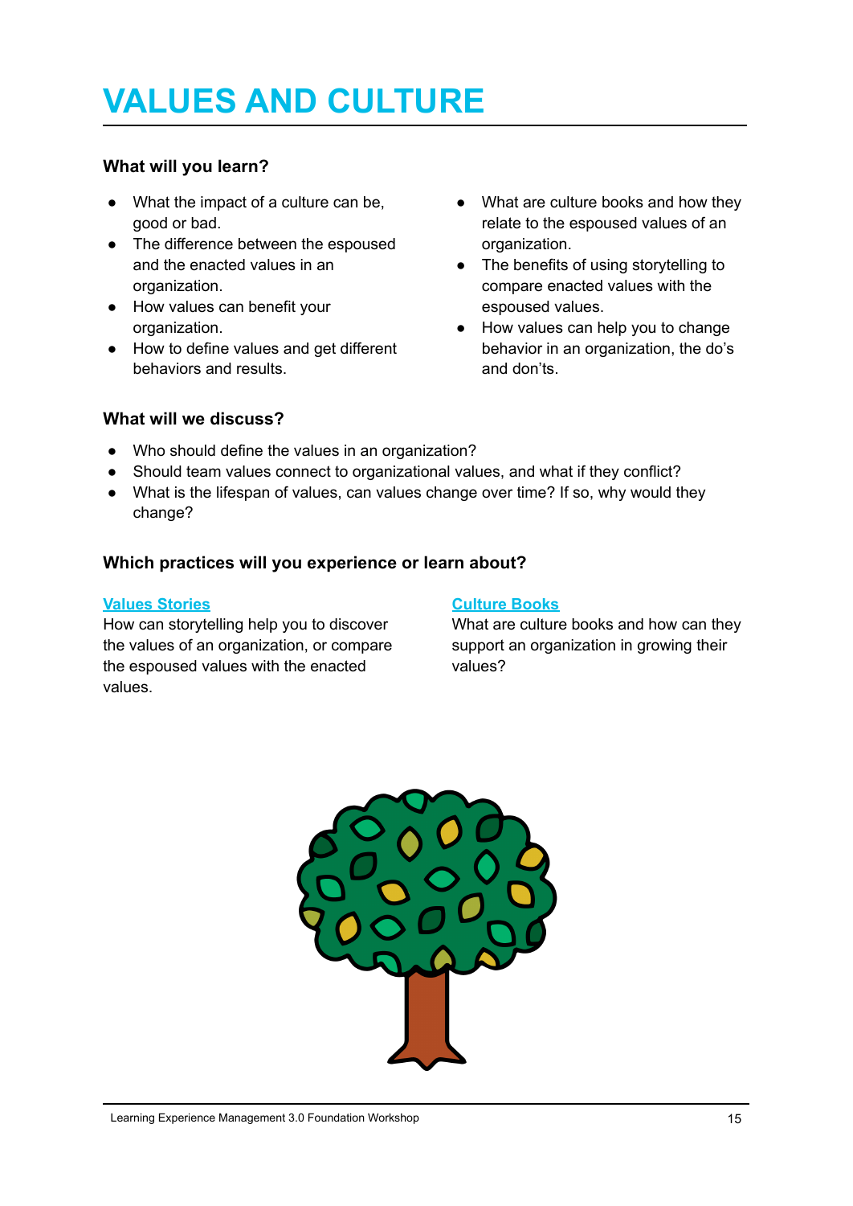# VALUES AND CULTURE

### What will you learn?

- What the impact of a culture can be, good or bad.
- The difference between the espoused and the enacted values in an organization.
- How values can benefit your organization.
- How to define values and get different behaviors and results.
- What are culture books and how they relate to the espoused values of an organization.
- The benefits of using storytelling to compare enacted values with the espoused values.
- How values can help you to change behavior in an organization, the do's and don'ts.

### What will we discuss?

- Who should define the values in an organization?
- Should team values connect to organizational values, and what if they conflict?
- What is the lifespan of values, can values change over time? If so, why would they change?

### Which practices will you experience or learn about?

**Values Stories**
How can storytelling help you to discover the values of an organization, or compare the espoused values with the enacted values.

**Culture Books**
What are culture books and how can they support an organization in growing their values?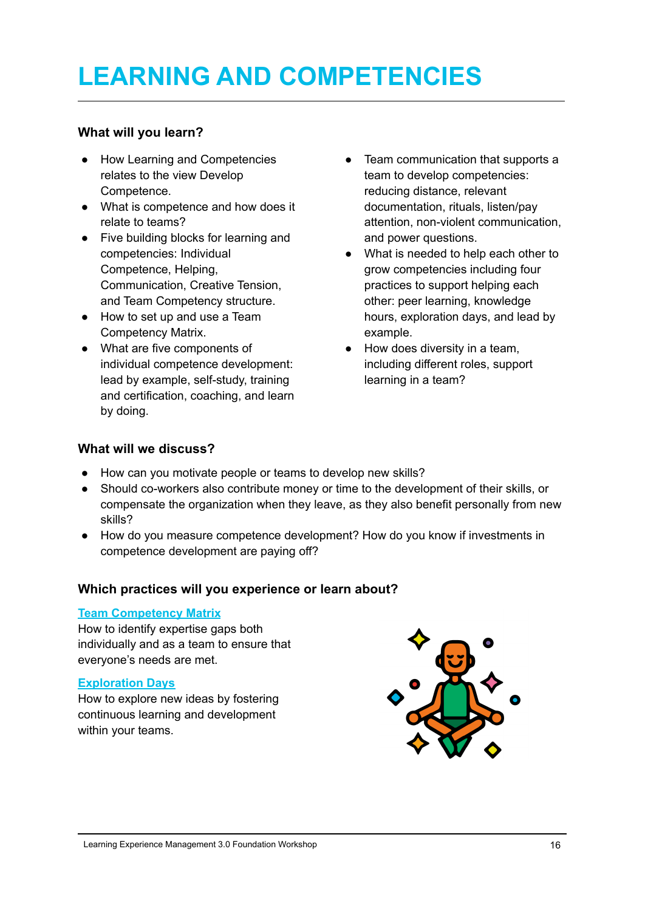# LEARNING AND COMPETENCIES

### What will you learn?

- How Learning and Competencies relates to the view Develop Competence.
- What is competence and how does it relate to teams?
- Five building blocks for learning and competencies: Individual Competence, Helping, Communication, Creative Tension, and Team Competency structure.
- How to set up and use a Team Competency Matrix.
- What are five components of individual competence development: lead by example, self-study, training and certification, coaching, and learn by doing.
- Team communication that supports a team to develop competencies: reducing distance, relevant documentation, rituals, listen/pay attention, non-violent communication, and power questions.
- What is needed to help each other to grow competencies including four practices to support helping each other: peer learning, knowledge hours, exploration days, and lead by example.
- How does diversity in a team, including different roles, support learning in a team?

### What will we discuss?

- How can you motivate people or teams to develop new skills?
- Should co-workers also contribute money or time to the development of their skills, or compensate the organization when they leave, as they also benefit personally from new skills?
- How do you measure competence development? How do you know if investments in competence development are paying off?

### Which practices will you experience or learn about?

**Team Competency Matrix**
How to identify expertise gaps both individually and as a team to ensure that everyone's needs are met.

**Exploration Days**
How to explore new ideas by fostering continuous learning and development within your teams.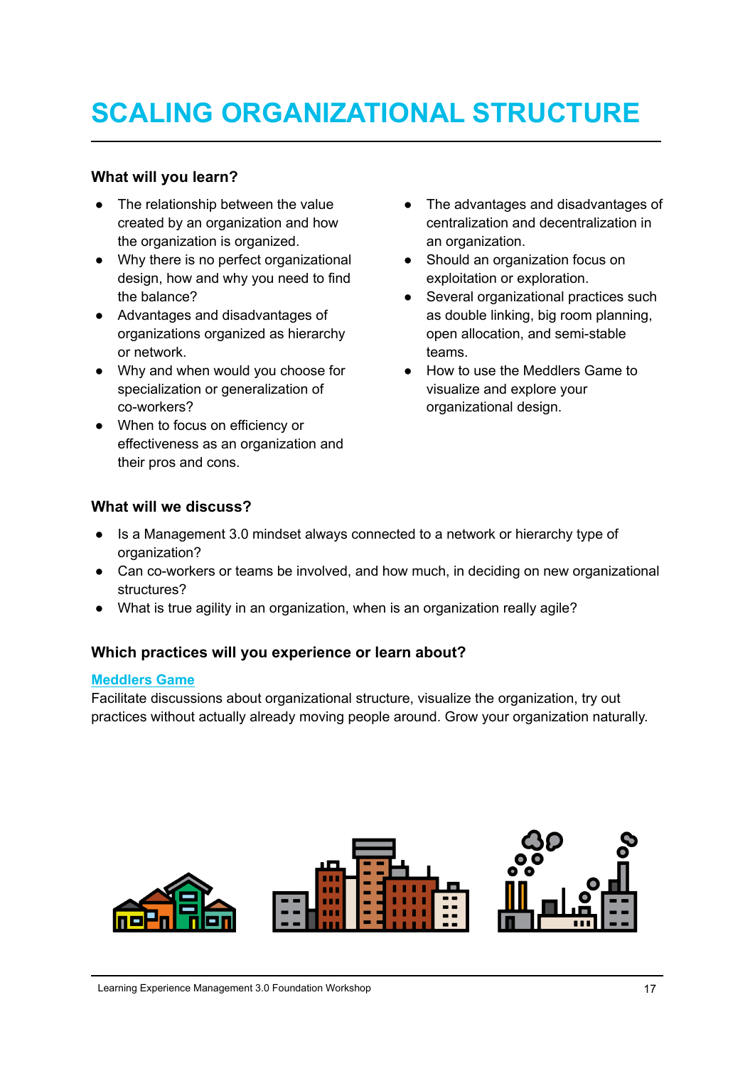# SCALING ORGANIZATIONAL STRUCTURE

### What will you learn?

- The relationship between the value created by an organization and how the organization is organized.
- Why there is no perfect organizational design, how and why you need to find the balance?
- Advantages and disadvantages of organizations organized as hierarchy or network.
- Why and when would you choose for specialization or generalization of co-workers?
- When to focus on efficiency or effectiveness as an organization and their pros and cons.
- The advantages and disadvantages of centralization and decentralization in an organization.
- Should an organization focus on exploitation or exploration.
- Several organizational practices such as double linking, big room planning, open allocation, and semi-stable teams.
- How to use the Meddlers Game to visualize and explore your organizational design.

### What will we discuss?

- Is a Management 3.0 mindset always connected to a network or hierarchy type of organization?
- Can co-workers or teams be involved, and how much, in deciding on new organizational structures?
- What is true agility in an organization, when is an organization really agile?

### Which practices will you experience or learn about?

**Meddlers Game**

Facilitate discussions about organizational structure, visualize the organization, try out practices without actually already moving people around. Grow your organization naturally.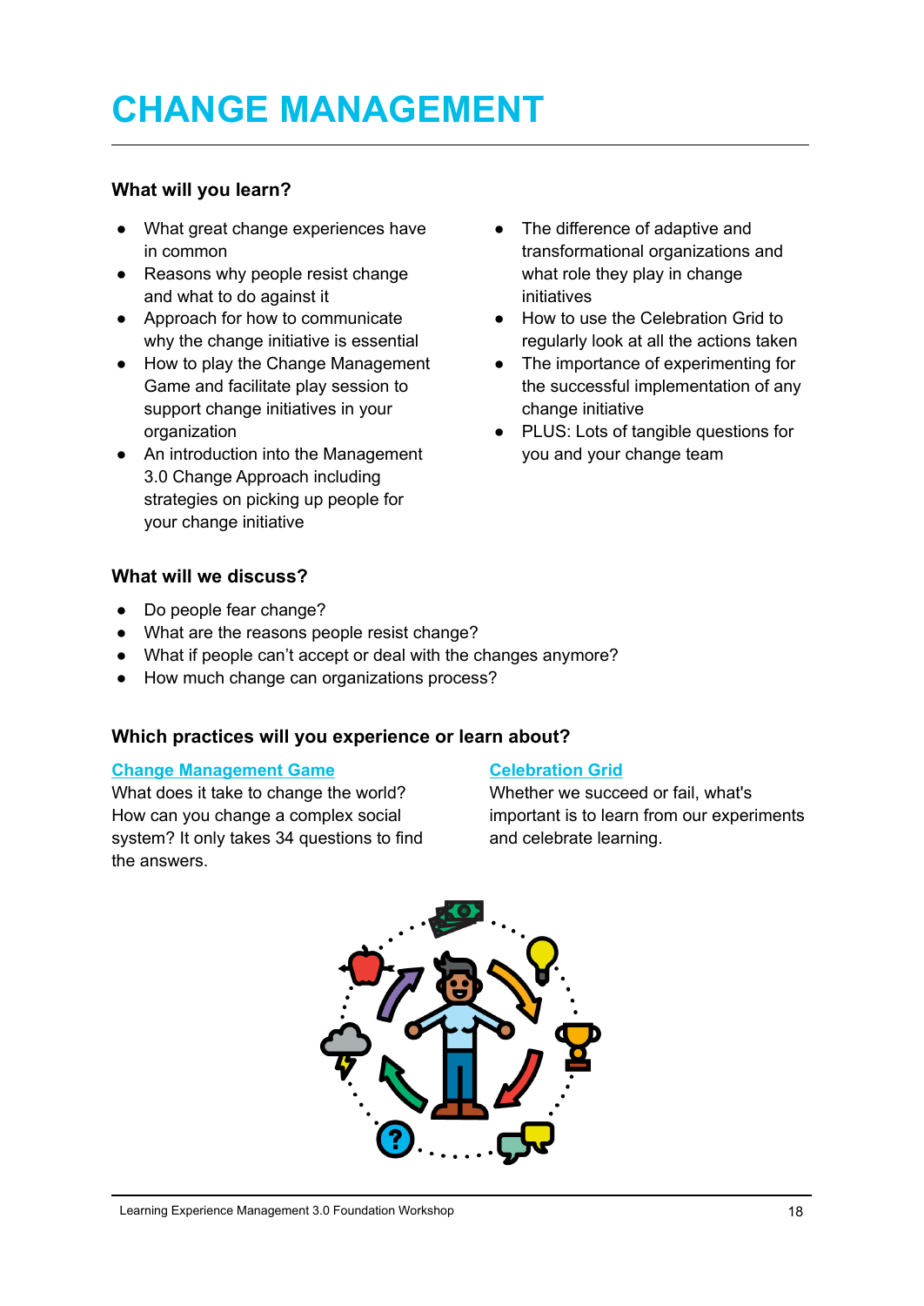# CHANGE MANAGEMENT

### What will you learn?

- What great change experiences have in common
- Reasons why people resist change and what to do against it
- Approach for how to communicate why the change initiative is essential
- How to play the Change Management Game and facilitate play session to support change initiatives in your organization
- An introduction into the Management 3.0 Change Approach including strategies on picking up people for your change initiative
- The difference of adaptive and transformational organizations and what role they play in change initiatives
- How to use the Celebration Grid to regularly look at all the actions taken
- The importance of experimenting for the successful implementation of any change initiative
- PLUS: Lots of tangible questions for you and your change team

### What will we discuss?

- Do people fear change?
- What are the reasons people resist change?
- What if people can't accept or deal with the changes anymore?
- How much change can organizations process?

### Which practices will you experience or learn about?

**Change Management Game**
What does it take to change the world? How can you change a complex social system? It only takes 34 questions to find the answers.

**Celebration Grid**
Whether we succeed or fail, what's important is to learn from our experiments and celebrate learning.